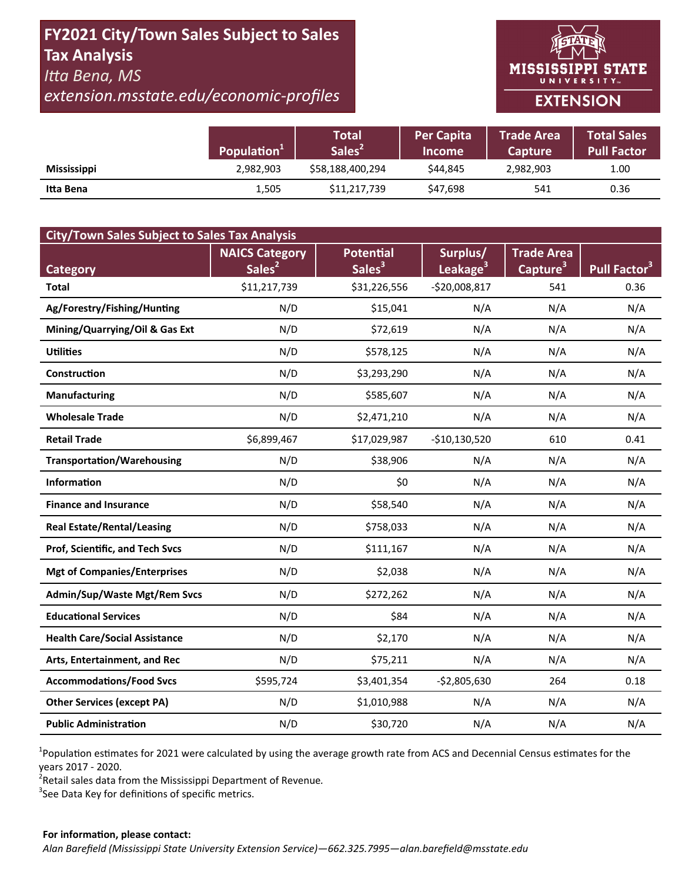# FY2021 City/Town Sales Subject to Sales Tax Analysis

*Itta Bena, MS*

*extension.msstate.edu/economic-profiles*

MISSISSIPPI STATE UNIVERSITY EXTENSION

| | Population[1] | Total Sales[2] | Per Capita Income | Trade Area Capture | Total Sales Pull Factor |
|---|---|---|---|---|---|
| **Mississippi** | 2,982,903 | $58,188,400,294 | $44,845 | 2,982,903 | 1.00 |
| **Itta Bena** | 1,505 | $11,217,739 | $47,698 | 541 | 0.36 |

| City/Town Sales Subject to Sales Tax Analysis | | | | | |
|---|---|---|---|---|---|
| **Category** | **NAICS Category Sales[2]** | **Potential Sales[3]** | **Surplus/ Leakage[3]** | **Trade Area Capture[3]** | **Pull Factor[3]** |
| **Total** | $11,217,739 | $31,226,556 | -$20,008,817 | 541 | 0.36 |
| **Ag/Forestry/Fishing/Hunting** | N/D | $15,041 | N/A | N/A | N/A |
| **Mining/Quarrying/Oil & Gas Ext** | N/D | $72,619 | N/A | N/A | N/A |
| **Utilities** | N/D | $578,125 | N/A | N/A | N/A |
| **Construction** | N/D | $3,293,290 | N/A | N/A | N/A |
| **Manufacturing** | N/D | $585,607 | N/A | N/A | N/A |
| **Wholesale Trade** | N/D | $2,471,210 | N/A | N/A | N/A |
| **Retail Trade** | $6,899,467 | $17,029,987 | -$10,130,520 | 610 | 0.41 |
| **Transportation/Warehousing** | N/D | $38,906 | N/A | N/A | N/A |
| **Information** | N/D | $0 | N/A | N/A | N/A |
| **Finance and Insurance** | N/D | $58,540 | N/A | N/A | N/A |
| **Real Estate/Rental/Leasing** | N/D | $758,033 | N/A | N/A | N/A |
| **Prof, Scientific, and Tech Svcs** | N/D | $111,167 | N/A | N/A | N/A |
| **Mgt of Companies/Enterprises** | N/D | $2,038 | N/A | N/A | N/A |
| **Admin/Sup/Waste Mgt/Rem Svcs** | N/D | $272,262 | N/A | N/A | N/A |
| **Educational Services** | N/D | $84 | N/A | N/A | N/A |
| **Health Care/Social Assistance** | N/D | $2,170 | N/A | N/A | N/A |
| **Arts, Entertainment, and Rec** | N/D | $75,211 | N/A | N/A | N/A |
| **Accommodations/Food Svcs** | $595,724 | $3,401,354 | -$2,805,630 | 264 | 0.18 |
| **Other Services (except PA)** | N/D | $1,010,988 | N/A | N/A | N/A |
| **Public Administration** | N/D | $30,720 | N/A | N/A | N/A |

[1]Population estimates for 2021 were calculated by using the average growth rate from ACS and Decennial Census estimates for the years 2017 - 2020.
[2]Retail sales data from the Mississippi Department of Revenue.
[3]See Data Key for definitions of specific metrics.

**For information, please contact:**
*Alan Barefield (Mississippi State University Extension Service)—662.325.7995—alan.barefield@msstate.edu*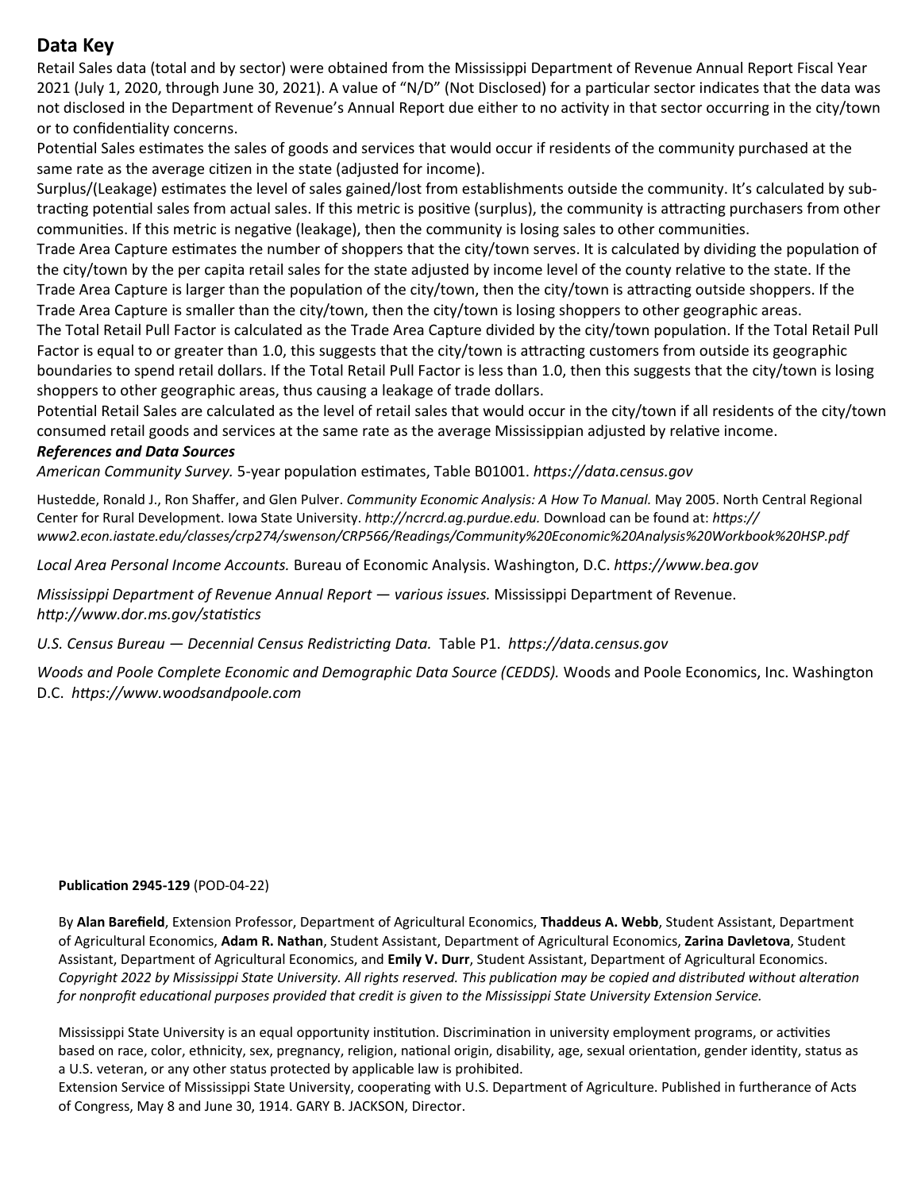## Data Key

Retail Sales data (total and by sector) were obtained from the Mississippi Department of Revenue Annual Report Fiscal Year 2021 (July 1, 2020, through June 30, 2021). A value of "N/D" (Not Disclosed) for a particular sector indicates that the data was not disclosed in the Department of Revenue's Annual Report due either to no activity in that sector occurring in the city/town or to confidentiality concerns.

Potential Sales estimates the sales of goods and services that would occur if residents of the community purchased at the same rate as the average citizen in the state (adjusted for income).

Surplus/(Leakage) estimates the level of sales gained/lost from establishments outside the community. It's calculated by subtracting potential sales from actual sales. If this metric is positive (surplus), the community is attracting purchasers from other communities. If this metric is negative (leakage), then the community is losing sales to other communities.

Trade Area Capture estimates the number of shoppers that the city/town serves. It is calculated by dividing the population of the city/town by the per capita retail sales for the state adjusted by income level of the county relative to the state. If the Trade Area Capture is larger than the population of the city/town, then the city/town is attracting outside shoppers. If the Trade Area Capture is smaller than the city/town, then the city/town is losing shoppers to other geographic areas.

The Total Retail Pull Factor is calculated as the Trade Area Capture divided by the city/town population. If the Total Retail Pull Factor is equal to or greater than 1.0, this suggests that the city/town is attracting customers from outside its geographic boundaries to spend retail dollars. If the Total Retail Pull Factor is less than 1.0, then this suggests that the city/town is losing shoppers to other geographic areas, thus causing a leakage of trade dollars.

Potential Retail Sales are calculated as the level of retail sales that would occur in the city/town if all residents of the city/town consumed retail goods and services at the same rate as the average Mississippian adjusted by relative income.

### *References and Data Sources*

*American Community Survey.* 5-year population estimates, Table B01001. *https://data.census.gov*

Hustedde, Ronald J., Ron Shaffer, and Glen Pulver. *Community Economic Analysis: A How To Manual.* May 2005. North Central Regional Center for Rural Development. Iowa State University. *http://ncrcrd.ag.purdue.edu.* Download can be found at: *https://www2.econ.iastate.edu/classes/crp274/swenson/CRP566/Readings/Community%20Economic%20Analysis%20Workbook%20HSP.pdf*

*Local Area Personal Income Accounts.* Bureau of Economic Analysis. Washington, D.C. *https://www.bea.gov*

*Mississippi Department of Revenue Annual Report — various issues.* Mississippi Department of Revenue. *http://www.dor.ms.gov/statistics*

*U.S. Census Bureau — Decennial Census Redistricting Data.* Table P1. *https://data.census.gov*

*Woods and Poole Complete Economic and Demographic Data Source (CEDDS).* Woods and Poole Economics, Inc. Washington D.C. *https://www.woodsandpoole.com*

**Publication 2945-129** (POD-04-22)

By **Alan Barefield**, Extension Professor, Department of Agricultural Economics, **Thaddeus A. Webb**, Student Assistant, Department of Agricultural Economics, **Adam R. Nathan**, Student Assistant, Department of Agricultural Economics, **Zarina Davletova**, Student Assistant, Department of Agricultural Economics, and **Emily V. Durr**, Student Assistant, Department of Agricultural Economics. *Copyright 2022 by Mississippi State University. All rights reserved. This publication may be copied and distributed without alteration for nonprofit educational purposes provided that credit is given to the Mississippi State University Extension Service.*

Mississippi State University is an equal opportunity institution. Discrimination in university employment programs, or activities based on race, color, ethnicity, sex, pregnancy, religion, national origin, disability, age, sexual orientation, gender identity, status as a U.S. veteran, or any other status protected by applicable law is prohibited.

Extension Service of Mississippi State University, cooperating with U.S. Department of Agriculture. Published in furtherance of Acts of Congress, May 8 and June 30, 1914. GARY B. JACKSON, Director.